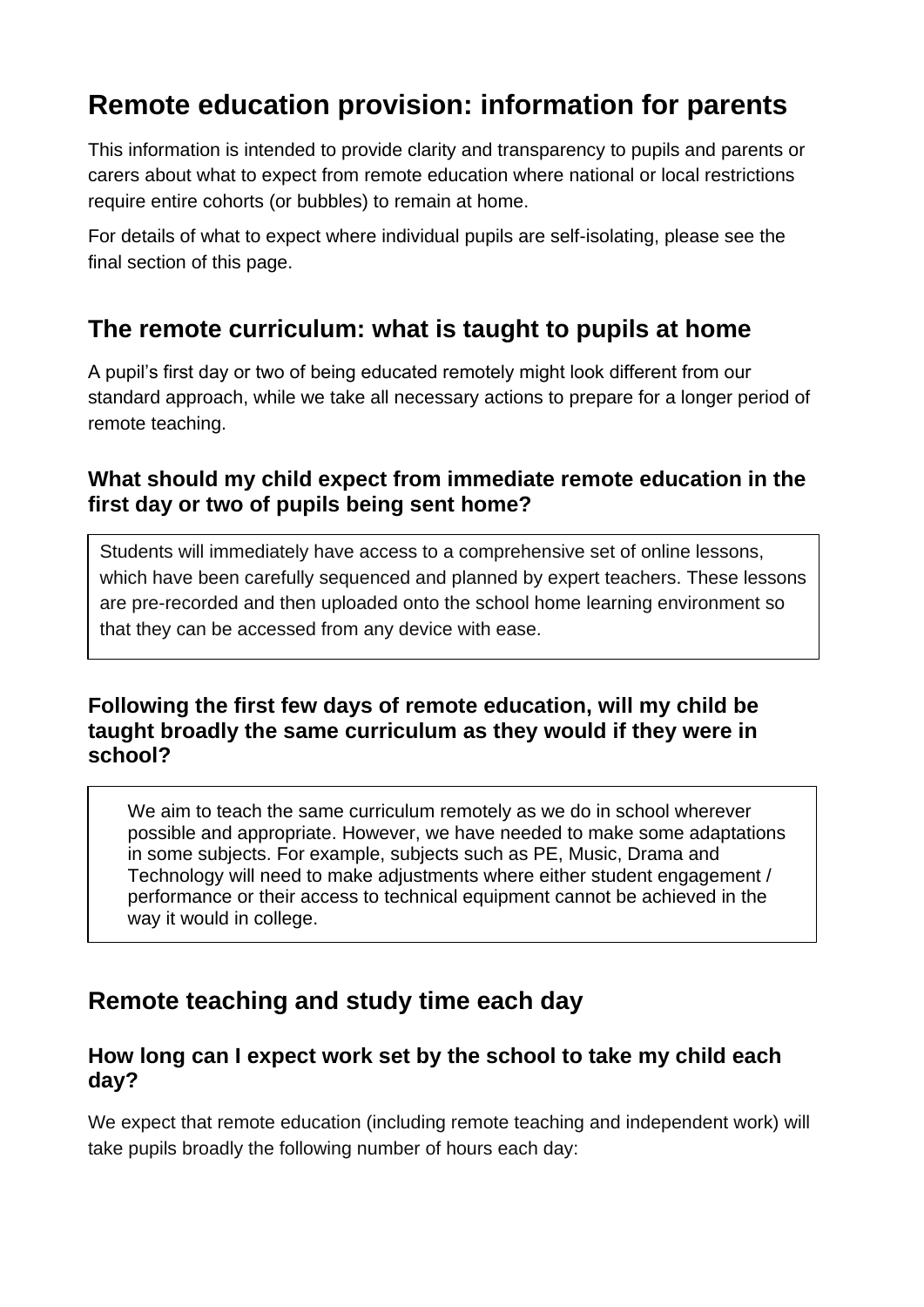# Remote education provision: information for parents

This information is intended to provide clarity and transparency to pupils and parents or carers about what to expect from remote education where national or local restrictions require entire cohorts (or bubbles) to remain at home.

For details of what to expect where individual pupils are self-isolating, please see the final section of this page.

## The remote curriculum: what is taught to pupils at home

A pupil's first day or two of being educated remotely might look different from our standard approach, while we take all necessary actions to prepare for a longer period of remote teaching.

### What should my child expect from immediate remote education in the first day or two of pupils being sent home?

Students will immediately have access to a comprehensive set of online lessons, which have been carefully sequenced and planned by expert teachers. These lessons are pre-recorded and then uploaded onto the school home learning environment so that they can be accessed from any device with ease.

### Following the first few days of remote education, will my child be taught broadly the same curriculum as they would if they were in school?

We aim to teach the same curriculum remotely as we do in school wherever possible and appropriate. However, we have needed to make some adaptations in some subjects. For example, subjects such as PE, Music, Drama and Technology will need to make adjustments where either student engagement / performance or their access to technical equipment cannot be achieved in the way it would in college.

## Remote teaching and study time each day

### How long can I expect work set by the school to take my child each day?

We expect that remote education (including remote teaching and independent work) will take pupils broadly the following number of hours each day: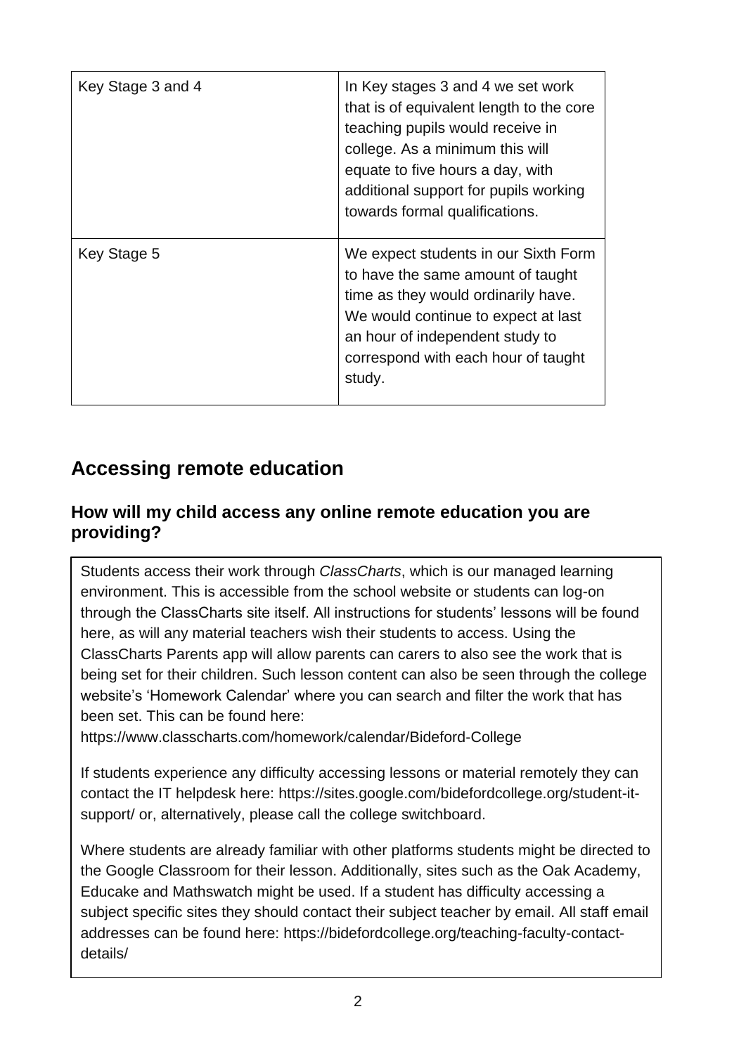| Key Stage 3 and 4 | In Key stages 3 and 4 we set work that is of equivalent length to the core teaching pupils would receive in college. As a minimum this will equate to five hours a day, with additional support for pupils working towards formal qualifications. |
|---|---|
| Key Stage 5 | We expect students in our Sixth Form to have the same amount of taught time as they would ordinarily have. We would continue to expect at last an hour of independent study to correspond with each hour of taught study. |

## Accessing remote education

### How will my child access any online remote education you are providing?

Students access their work through *ClassCharts*, which is our managed learning environment. This is accessible from the school website or students can log-on through the ClassCharts site itself. All instructions for students' lessons will be found here, as will any material teachers wish their students to access. Using the ClassCharts Parents app will allow parents can carers to also see the work that is being set for their children. Such lesson content can also be seen through the college website's 'Homework Calendar' where you can search and filter the work that has been set. This can be found here: https://www.classcharts.com/homework/calendar/Bideford-College

If students experience any difficulty accessing lessons or material remotely they can contact the IT helpdesk here: https://sites.google.com/bidefordcollege.org/student-it-support/ or, alternatively, please call the college switchboard.

Where students are already familiar with other platforms students might be directed to the Google Classroom for their lesson. Additionally, sites such as the Oak Academy, Educake and Mathswatch might be used. If a student has difficulty accessing a subject specific sites they should contact their subject teacher by email. All staff email addresses can be found here: https://bidefordcollege.org/teaching-faculty-contact-details/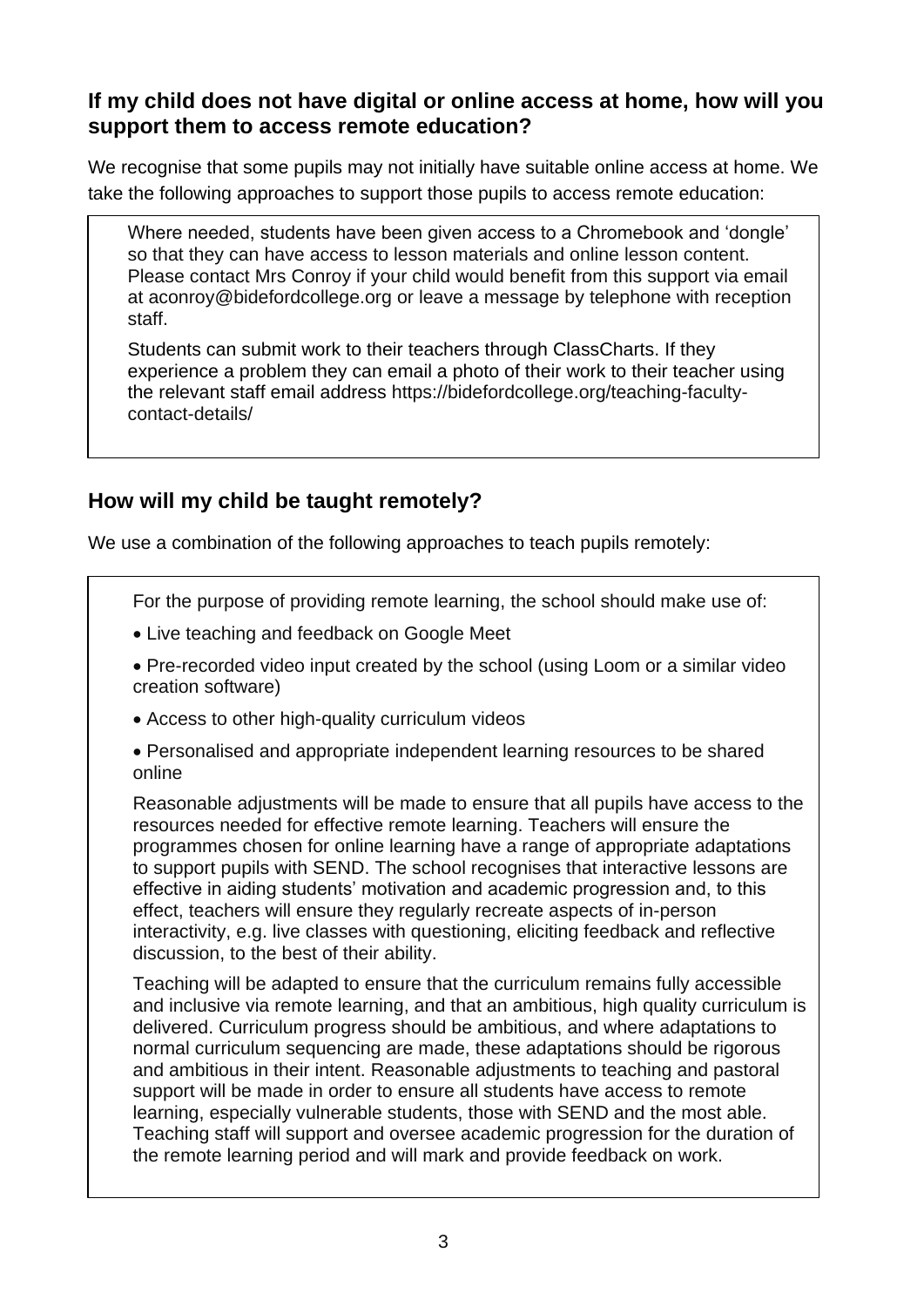## If my child does not have digital or online access at home, how will you support them to access remote education?

We recognise that some pupils may not initially have suitable online access at home. We take the following approaches to support those pupils to access remote education:

Where needed, students have been given access to a Chromebook and 'dongle' so that they can have access to lesson materials and online lesson content. Please contact Mrs Conroy if your child would benefit from this support via email at aconroy@bidefordcollege.org or leave a message by telephone with reception staff.

Students can submit work to their teachers through ClassCharts. If they experience a problem they can email a photo of their work to their teacher using the relevant staff email address https://bidefordcollege.org/teaching-faculty-contact-details/

## How will my child be taught remotely?

We use a combination of the following approaches to teach pupils remotely:

For the purpose of providing remote learning, the school should make use of:

- Live teaching and feedback on Google Meet
- Pre-recorded video input created by the school (using Loom or a similar video creation software)
- Access to other high-quality curriculum videos
- Personalised and appropriate independent learning resources to be shared online

Reasonable adjustments will be made to ensure that all pupils have access to the resources needed for effective remote learning. Teachers will ensure the programmes chosen for online learning have a range of appropriate adaptations to support pupils with SEND. The school recognises that interactive lessons are effective in aiding students' motivation and academic progression and, to this effect, teachers will ensure they regularly recreate aspects of in-person interactivity, e.g. live classes with questioning, eliciting feedback and reflective discussion, to the best of their ability.

Teaching will be adapted to ensure that the curriculum remains fully accessible and inclusive via remote learning, and that an ambitious, high quality curriculum is delivered. Curriculum progress should be ambitious, and where adaptations to normal curriculum sequencing are made, these adaptations should be rigorous and ambitious in their intent. Reasonable adjustments to teaching and pastoral support will be made in order to ensure all students have access to remote learning, especially vulnerable students, those with SEND and the most able. Teaching staff will support and oversee academic progression for the duration of the remote learning period and will mark and provide feedback on work.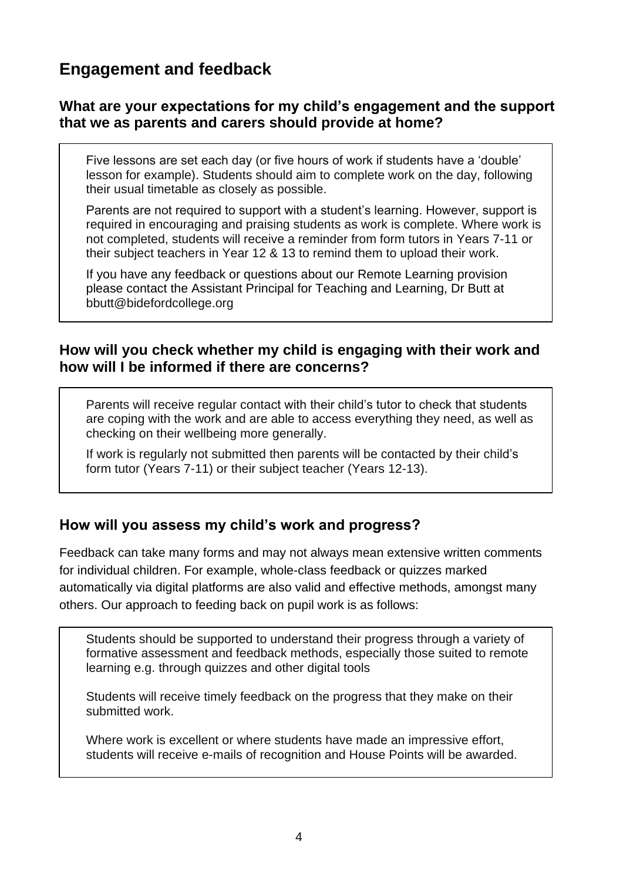## Engagement and feedback

### What are your expectations for my child's engagement and the support that we as parents and carers should provide at home?

Five lessons are set each day (or five hours of work if students have a 'double' lesson for example). Students should aim to complete work on the day, following their usual timetable as closely as possible.

Parents are not required to support with a student's learning. However, support is required in encouraging and praising students as work is complete. Where work is not completed, students will receive a reminder from form tutors in Years 7-11 or their subject teachers in Year 12 & 13 to remind them to upload their work.

If you have any feedback or questions about our Remote Learning provision please contact the Assistant Principal for Teaching and Learning, Dr Butt at bbutt@bidefordcollege.org

### How will you check whether my child is engaging with their work and how will I be informed if there are concerns?

Parents will receive regular contact with their child's tutor to check that students are coping with the work and are able to access everything they need, as well as checking on their wellbeing more generally.

If work is regularly not submitted then parents will be contacted by their child's form tutor (Years 7-11) or their subject teacher (Years 12-13).

### How will you assess my child's work and progress?

Feedback can take many forms and may not always mean extensive written comments for individual children. For example, whole-class feedback or quizzes marked automatically via digital platforms are also valid and effective methods, amongst many others. Our approach to feeding back on pupil work is as follows:

Students should be supported to understand their progress through a variety of formative assessment and feedback methods, especially those suited to remote learning e.g. through quizzes and other digital tools

Students will receive timely feedback on the progress that they make on their submitted work.

Where work is excellent or where students have made an impressive effort, students will receive e-mails of recognition and House Points will be awarded.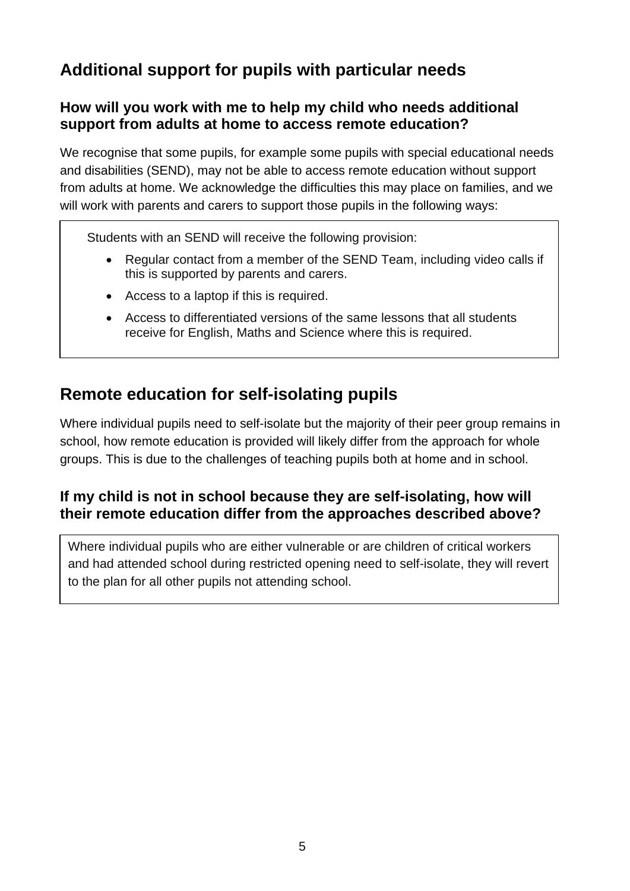## Additional support for pupils with particular needs

### How will you work with me to help my child who needs additional support from adults at home to access remote education?

We recognise that some pupils, for example some pupils with special educational needs and disabilities (SEND), may not be able to access remote education without support from adults at home. We acknowledge the difficulties this may place on families, and we will work with parents and carers to support those pupils in the following ways:

Students with an SEND will receive the following provision:

- Regular contact from a member of the SEND Team, including video calls if this is supported by parents and carers.
- Access to a laptop if this is required.
- Access to differentiated versions of the same lessons that all students receive for English, Maths and Science where this is required.

## Remote education for self-isolating pupils

Where individual pupils need to self-isolate but the majority of their peer group remains in school, how remote education is provided will likely differ from the approach for whole groups. This is due to the challenges of teaching pupils both at home and in school.

### If my child is not in school because they are self-isolating, how will their remote education differ from the approaches described above?

Where individual pupils who are either vulnerable or are children of critical workers and had attended school during restricted opening need to self-isolate, they will revert to the plan for all other pupils not attending school.